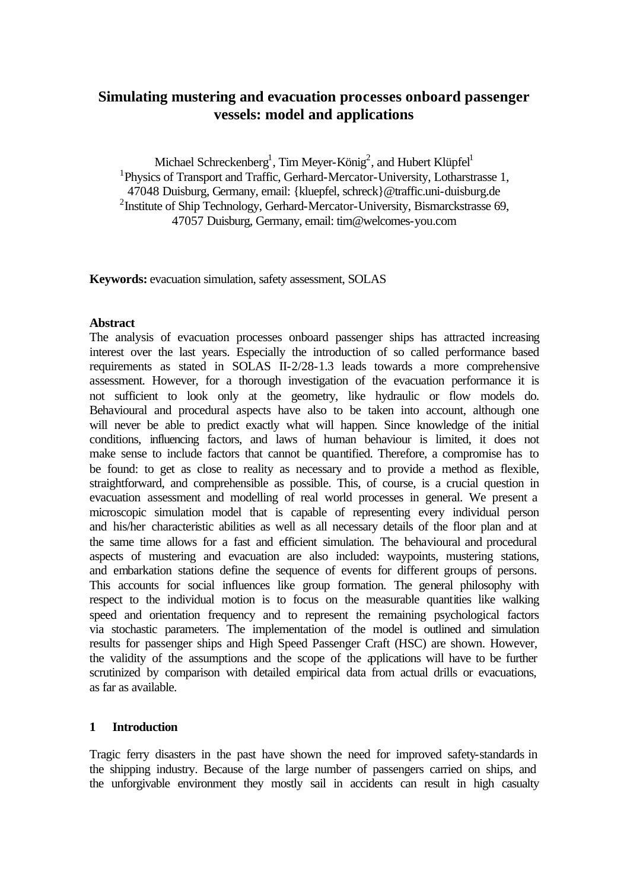# Simulating mustering and evacuation processes onboard passenger vessels: model and applications

Michael Schreckenberg[1], Tim Meyer-König[2], and Hubert Klüpfel[1]

[1]Physics of Transport and Traffic, Gerhard-Mercator-University, Lotharstrasse 1, 47048 Duisburg, Germany, email: {kluepfel, schreck}@traffic.uni-duisburg.de

[2]Institute of Ship Technology, Gerhard-Mercator-University, Bismarckstrasse 69, 47057 Duisburg, Germany, email: tim@welcomes-you.com

**Keywords:** evacuation simulation, safety assessment, SOLAS

**Abstract**

The analysis of evacuation processes onboard passenger ships has attracted increasing interest over the last years. Especially the introduction of so called performance based requirements as stated in SOLAS II-2/28-1.3 leads towards a more comprehensive assessment. However, for a thorough investigation of the evacuation performance it is not sufficient to look only at the geometry, like hydraulic or flow models do. Behavioural and procedural aspects have also to be taken into account, although one will never be able to predict exactly what will happen. Since knowledge of the initial conditions, influencing factors, and laws of human behaviour is limited, it does not make sense to include factors that cannot be quantified. Therefore, a compromise has to be found: to get as close to reality as necessary and to provide a method as flexible, straightforward, and comprehensible as possible. This, of course, is a crucial question in evacuation assessment and modelling of real world processes in general. We present a microscopic simulation model that is capable of representing every individual person and his/her characteristic abilities as well as all necessary details of the floor plan and at the same time allows for a fast and efficient simulation. The behavioural and procedural aspects of mustering and evacuation are also included: waypoints, mustering stations, and embarkation stations define the sequence of events for different groups of persons. This accounts for social influences like group formation. The general philosophy with respect to the individual motion is to focus on the measurable quantities like walking speed and orientation frequency and to represent the remaining psychological factors via stochastic parameters. The implementation of the model is outlined and simulation results for passenger ships and High Speed Passenger Craft (HSC) are shown. However, the validity of the assumptions and the scope of the applications will have to be further scrutinized by comparison with detailed empirical data from actual drills or evacuations, as far as available.

## 1 Introduction

Tragic ferry disasters in the past have shown the need for improved safety-standards in the shipping industry. Because of the large number of passengers carried on ships, and the unforgivable environment they mostly sail in accidents can result in high casualty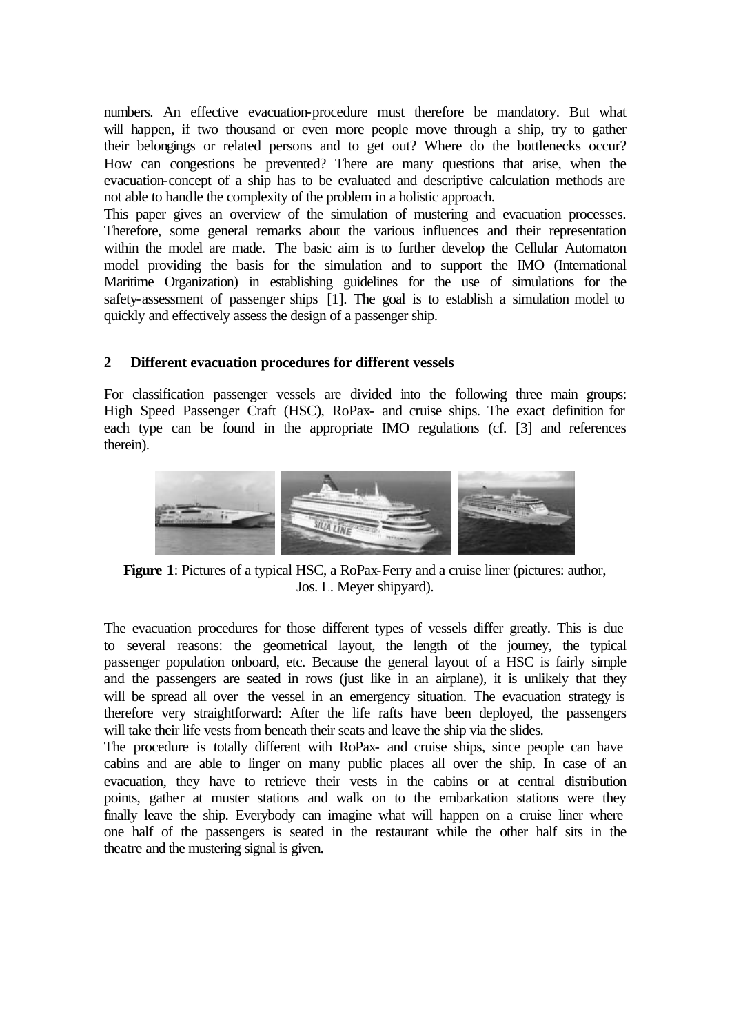numbers. An effective evacuation-procedure must therefore be mandatory. But what will happen, if two thousand or even more people move through a ship, try to gather their belongings or related persons and to get out? Where do the bottlenecks occur? How can congestions be prevented? There are many questions that arise, when the evacuation-concept of a ship has to be evaluated and descriptive calculation methods are not able to handle the complexity of the problem in a holistic approach.

This paper gives an overview of the simulation of mustering and evacuation processes. Therefore, some general remarks about the various influences and their representation within the model are made. The basic aim is to further develop the Cellular Automaton model providing the basis for the simulation and to support the IMO (International Maritime Organization) in establishing guidelines for the use of simulations for the safety-assessment of passenger ships [1]. The goal is to establish a simulation model to quickly and effectively assess the design of a passenger ship.

## 2 Different evacuation procedures for different vessels

For classification passenger vessels are divided into the following three main groups: High Speed Passenger Craft (HSC), RoPax- and cruise ships. The exact definition for each type can be found in the appropriate IMO regulations (cf. [3] and references therein).

**Figure 1**: Pictures of a typical HSC, a RoPax-Ferry and a cruise liner (pictures: author, Jos. L. Meyer shipyard).

The evacuation procedures for those different types of vessels differ greatly. This is due to several reasons: the geometrical layout, the length of the journey, the typical passenger population onboard, etc. Because the general layout of a HSC is fairly simple and the passengers are seated in rows (just like in an airplane), it is unlikely that they will be spread all over the vessel in an emergency situation. The evacuation strategy is therefore very straightforward: After the life rafts have been deployed, the passengers will take their life vests from beneath their seats and leave the ship via the slides.

The procedure is totally different with RoPax- and cruise ships, since people can have cabins and are able to linger on many public places all over the ship. In case of an evacuation, they have to retrieve their vests in the cabins or at central distribution points, gather at muster stations and walk on to the embarkation stations were they finally leave the ship. Everybody can imagine what will happen on a cruise liner where one half of the passengers is seated in the restaurant while the other half sits in the theatre and the mustering signal is given.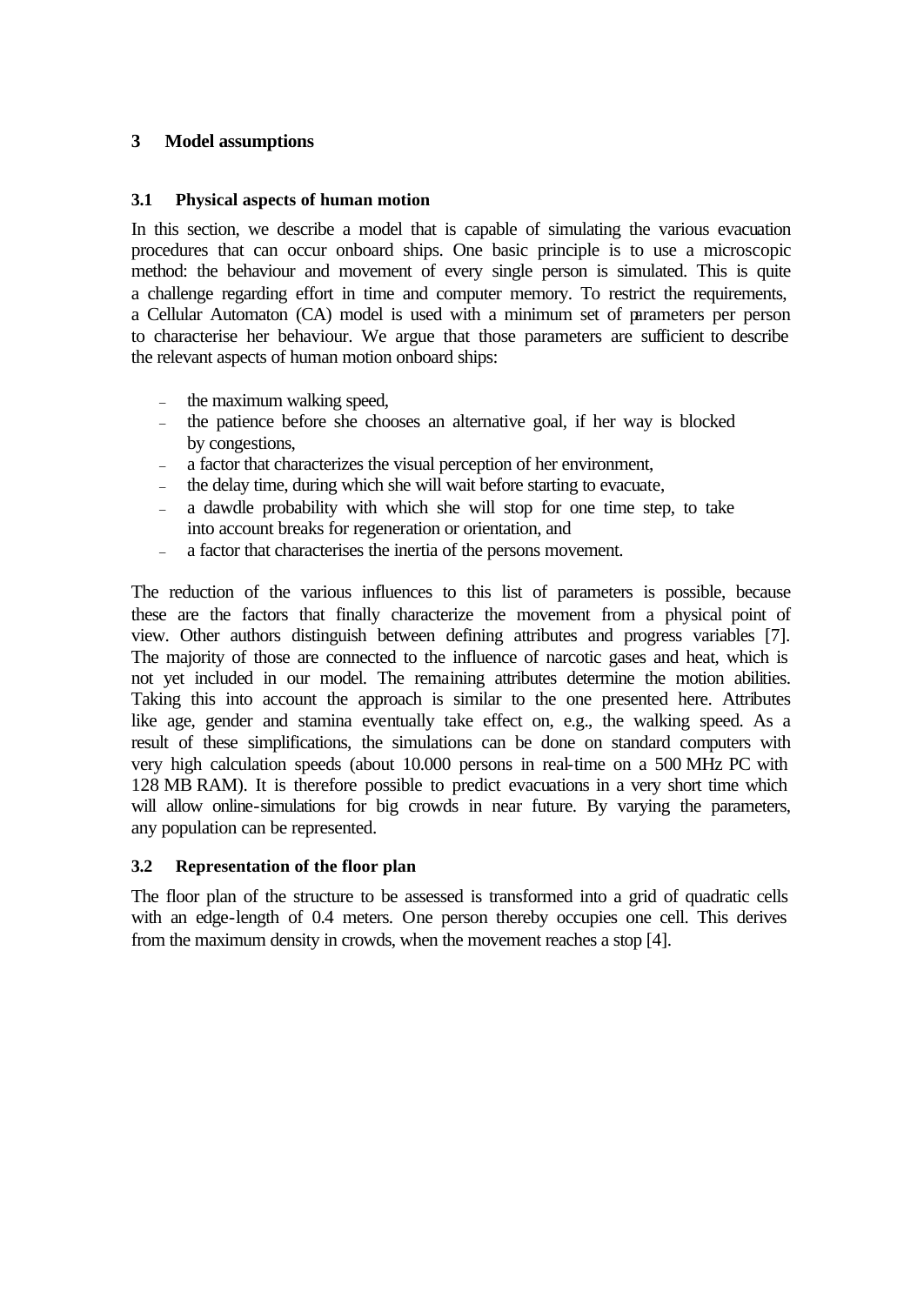## 3 Model assumptions

### 3.1 Physical aspects of human motion

In this section, we describe a model that is capable of simulating the various evacuation procedures that can occur onboard ships. One basic principle is to use a microscopic method: the behaviour and movement of every single person is simulated. This is quite a challenge regarding effort in time and computer memory. To restrict the requirements, a Cellular Automaton (CA) model is used with a minimum set of parameters per person to characterise her behaviour. We argue that those parameters are sufficient to describe the relevant aspects of human motion onboard ships:

- the maximum walking speed,
- the patience before she chooses an alternative goal, if her way is blocked by congestions,
- a factor that characterizes the visual perception of her environment,
- the delay time, during which she will wait before starting to evacuate,
- a dawdle probability with which she will stop for one time step, to take into account breaks for regeneration or orientation, and
- a factor that characterises the inertia of the persons movement.

The reduction of the various influences to this list of parameters is possible, because these are the factors that finally characterize the movement from a physical point of view. Other authors distinguish between defining attributes and progress variables [7]. The majority of those are connected to the influence of narcotic gases and heat, which is not yet included in our model. The remaining attributes determine the motion abilities. Taking this into account the approach is similar to the one presented here. Attributes like age, gender and stamina eventually take effect on, e.g., the walking speed. As a result of these simplifications, the simulations can be done on standard computers with very high calculation speeds (about 10.000 persons in real-time on a 500 MHz PC with 128 MB RAM). It is therefore possible to predict evacuations in a very short time which will allow online-simulations for big crowds in near future. By varying the parameters, any population can be represented.

### 3.2 Representation of the floor plan

The floor plan of the structure to be assessed is transformed into a grid of quadratic cells with an edge-length of 0.4 meters. One person thereby occupies one cell. This derives from the maximum density in crowds, when the movement reaches a stop [4].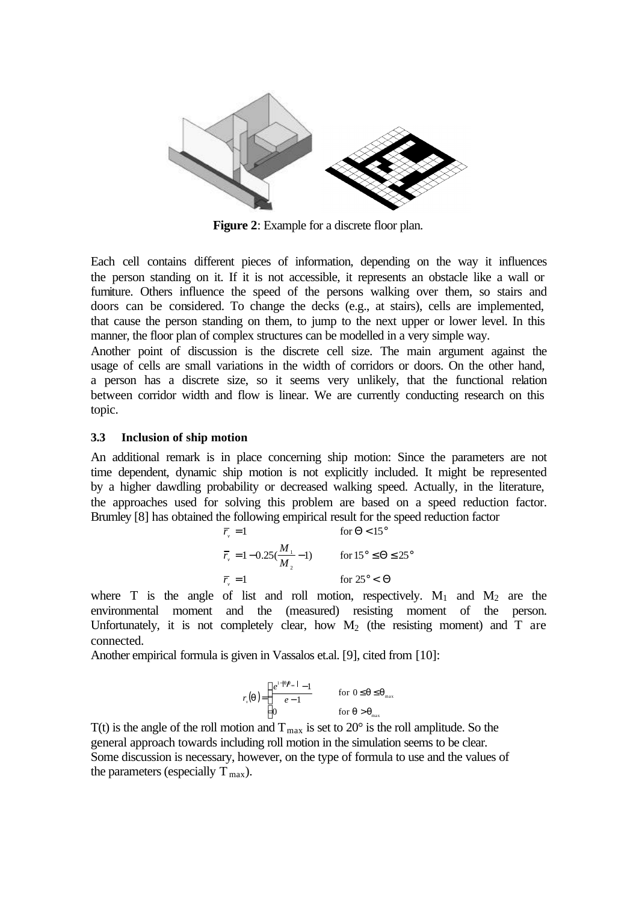**Figure 2**: Example for a discrete floor plan.

Each cell contains different pieces of information, depending on the way it influences the person standing on it. If it is not accessible, it represents an obstacle like a wall or furniture. Others influence the speed of the persons walking over them, so stairs and doors can be considered. To change the decks (e.g., at stairs), cells are implemented, that cause the person standing on them, to jump to the next upper or lower level. In this manner, the floor plan of complex structures can be modelled in a very simple way.

Another point of discussion is the discrete cell size. The main argument against the usage of cells are small variations in the width of corridors or doors. On the other hand, a person has a discrete size, so it seems very unlikely, that the functional relation between corridor width and flow is linear. We are currently conducting research on this topic.

### 3.3 Inclusion of ship motion

An additional remark is in place concerning ship motion: Since the parameters are not time dependent, dynamic ship motion is not explicitly included. It might be represented by a higher dawdling probability or decreased walking speed. Actually, in the literature, the approaches used for solving this problem are based on a speed reduction factor. Brumley [8] has obtained the following empirical result for the speed reduction factor

$$
\begin{aligned}
\bar{r}_v &= 1 && \text{for } \Theta < 15° \\
\bar{r}_v &= 1 - 0.25\left(\frac{M_1}{M_2} - 1\right) && \text{for } 15° \le \Theta \le 25° \\
\bar{r}_v &= 1 && \text{for } 25° < \Theta
\end{aligned}
$$

where T is the angle of list and roll motion, respectively. $M_1$ and $M_2$ are the environmental moment and the (measured) resisting moment of the person. Unfortunately, it is not completely clear, how $M_2$ (the resisting moment) and T are connected.

Another empirical formula is given in Vassalos et.al. [9], cited from [10]:

$$
r_v(\theta) = \begin{cases} \dfrac{e^{1-|\theta|/\theta_{max}} - 1}{e - 1} & \text{for } 0 \le \theta \le \theta_{max} \\ 0 & \text{for } \theta > \theta_{max} \end{cases}
$$

T(t) is the angle of the roll motion and $T_{max}$ is set to 20° is the roll amplitude. So the general approach towards including roll motion in the simulation seems to be clear. Some discussion is necessary, however, on the type of formula to use and the values of the parameters (especially $T_{max}$).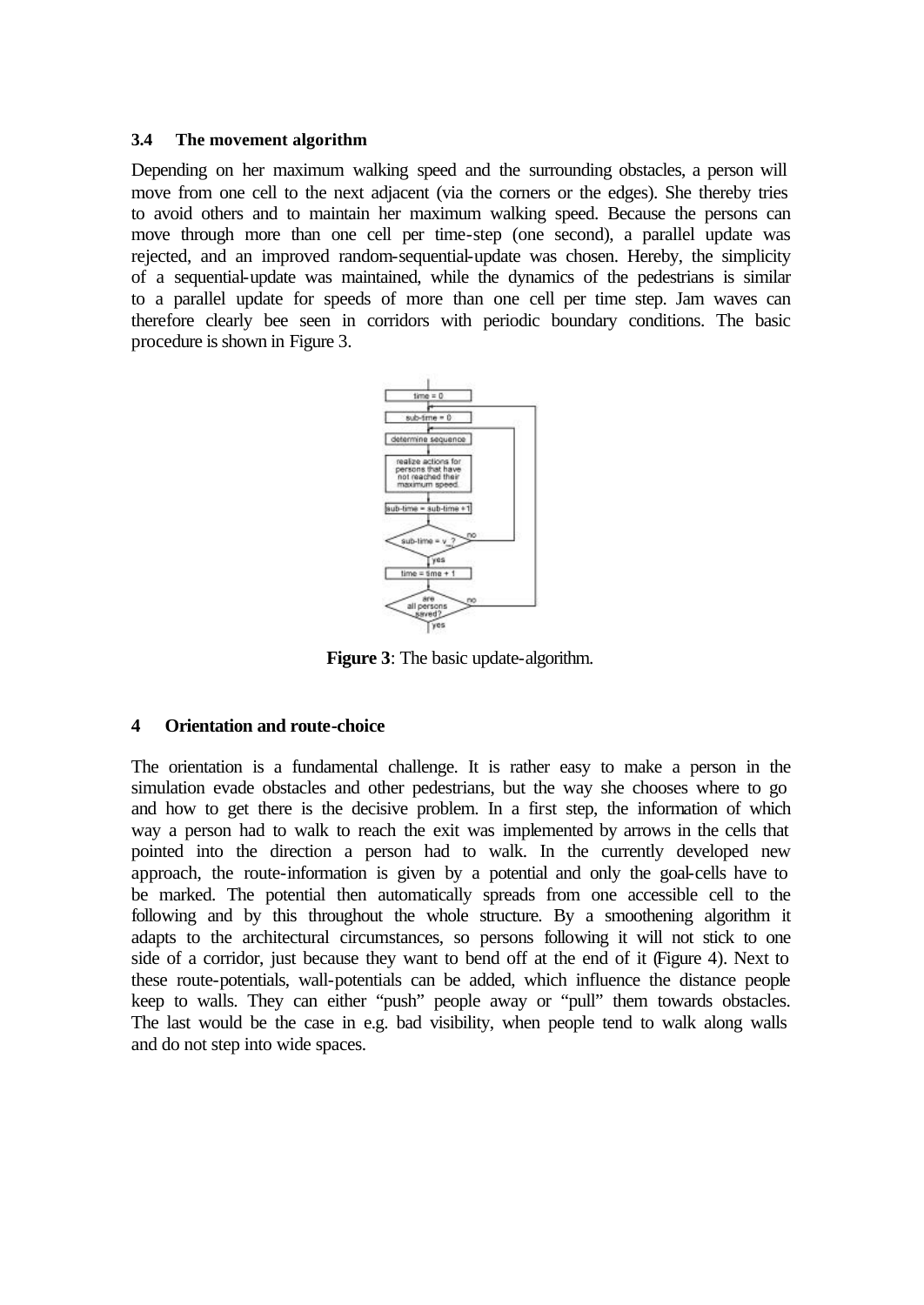### 3.4 The movement algorithm

Depending on her maximum walking speed and the surrounding obstacles, a person will move from one cell to the next adjacent (via the corners or the edges). She thereby tries to avoid others and to maintain her maximum walking speed. Because the persons can move through more than one cell per time-step (one second), a parallel update was rejected, and an improved random-sequential-update was chosen. Hereby, the simplicity of a sequential-update was maintained, while the dynamics of the pedestrians is similar to a parallel update for speeds of more than one cell per time step. Jam waves can therefore clearly bee seen in corridors with periodic boundary conditions. The basic procedure is shown in Figure 3.

**Figure 3**: The basic update-algorithm.

## 4 Orientation and route-choice

The orientation is a fundamental challenge. It is rather easy to make a person in the simulation evade obstacles and other pedestrians, but the way she chooses where to go and how to get there is the decisive problem. In a first step, the information of which way a person had to walk to reach the exit was implemented by arrows in the cells that pointed into the direction a person had to walk. In the currently developed new approach, the route-information is given by a potential and only the goal-cells have to be marked. The potential then automatically spreads from one accessible cell to the following and by this throughout the whole structure. By a smoothening algorithm it adapts to the architectural circumstances, so persons following it will not stick to one side of a corridor, just because they want to bend off at the end of it (Figure 4). Next to these route-potentials, wall-potentials can be added, which influence the distance people keep to walls. They can either "push" people away or "pull" them towards obstacles. The last would be the case in e.g. bad visibility, when people tend to walk along walls and do not step into wide spaces.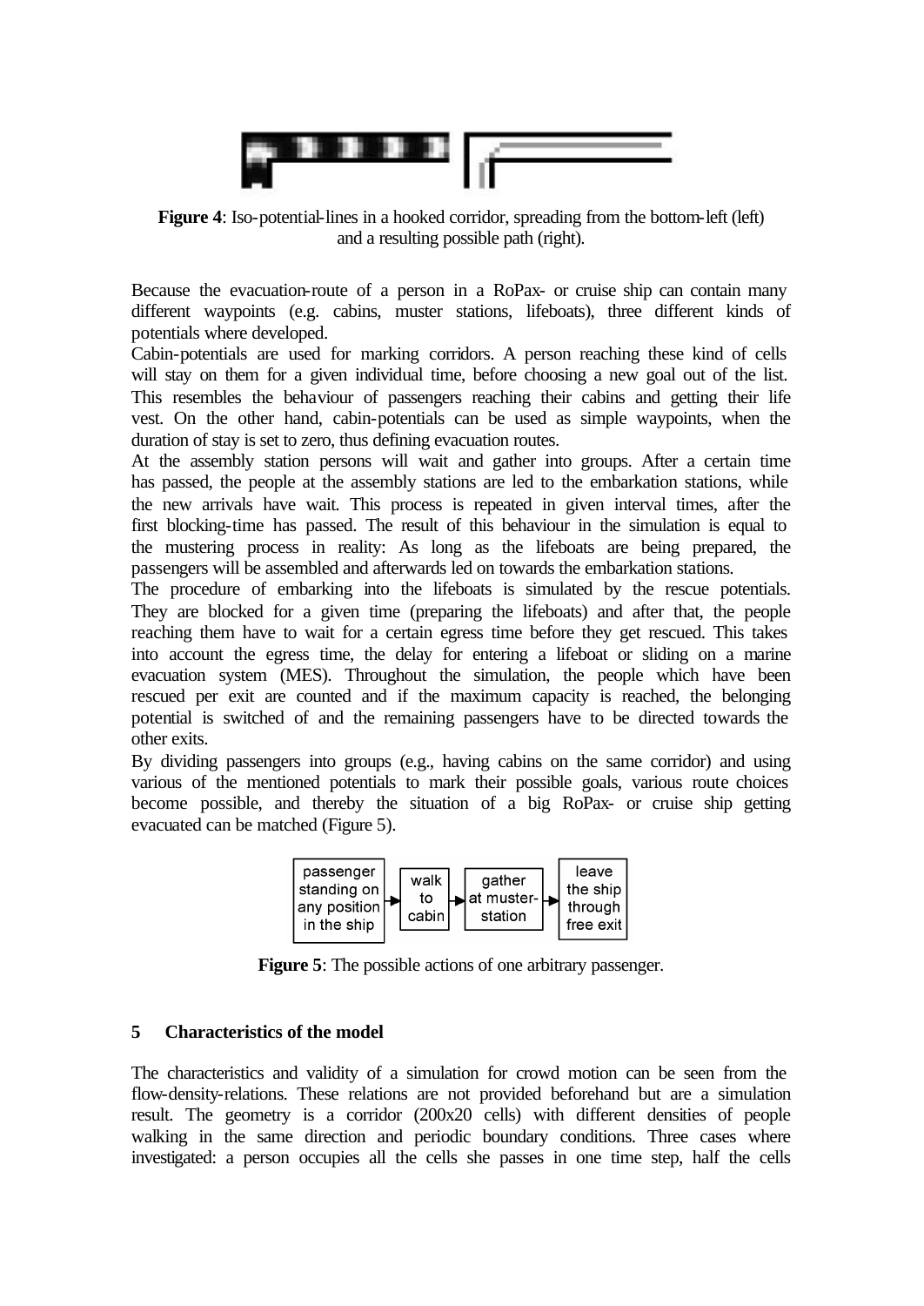**Figure 4**: Iso-potential-lines in a hooked corridor, spreading from the bottom-left (left) and a resulting possible path (right).

Because the evacuation-route of a person in a RoPax- or cruise ship can contain many different waypoints (e.g. cabins, muster stations, lifeboats), three different kinds of potentials where developed.

Cabin-potentials are used for marking corridors. A person reaching these kind of cells will stay on them for a given individual time, before choosing a new goal out of the list. This resembles the behaviour of passengers reaching their cabins and getting their life vest. On the other hand, cabin-potentials can be used as simple waypoints, when the duration of stay is set to zero, thus defining evacuation routes.

At the assembly station persons will wait and gather into groups. After a certain time has passed, the people at the assembly stations are led to the embarkation stations, while the new arrivals have wait. This process is repeated in given interval times, after the first blocking-time has passed. The result of this behaviour in the simulation is equal to the mustering process in reality: As long as the lifeboats are being prepared, the passengers will be assembled and afterwards led on towards the embarkation stations.

The procedure of embarking into the lifeboats is simulated by the rescue potentials. They are blocked for a given time (preparing the lifeboats) and after that, the people reaching them have to wait for a certain egress time before they get rescued. This takes into account the egress time, the delay for entering a lifeboat or sliding on a marine evacuation system (MES). Throughout the simulation, the people which have been rescued per exit are counted and if the maximum capacity is reached, the belonging potential is switched of and the remaining passengers have to be directed towards the other exits.

By dividing passengers into groups (e.g., having cabins on the same corridor) and using various of the mentioned potentials to mark their possible goals, various route choices become possible, and thereby the situation of a big RoPax- or cruise ship getting evacuated can be matched (Figure 5).

passenger standing on any position in the ship → walk to cabin → gather at muster-station → leave the ship through free exit

**Figure 5**: The possible actions of one arbitrary passenger.

## 5 Characteristics of the model

The characteristics and validity of a simulation for crowd motion can be seen from the flow-density-relations. These relations are not provided beforehand but are a simulation result. The geometry is a corridor (200x20 cells) with different densities of people walking in the same direction and periodic boundary conditions. Three cases where investigated: a person occupies all the cells she passes in one time step, half the cells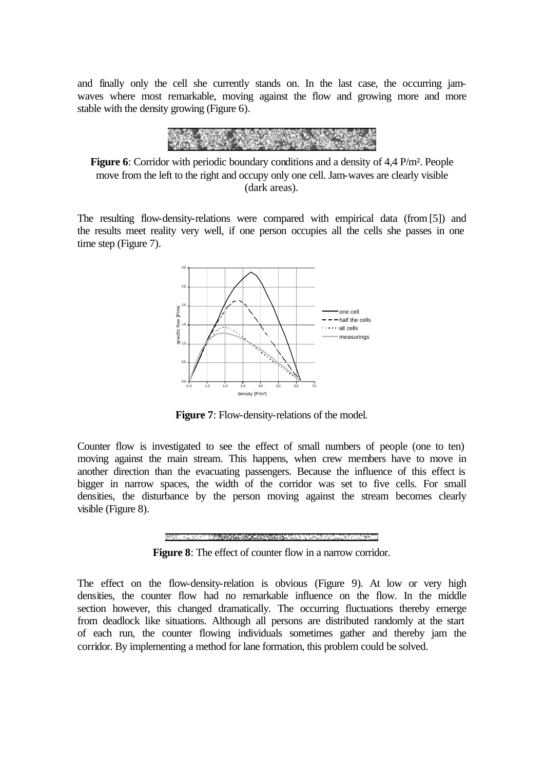and finally only the cell she currently stands on. In the last case, the occurring jam-waves where most remarkable, moving against the flow and growing more and more stable with the density growing (Figure 6).

**Figure 6**: Corridor with periodic boundary conditions and a density of 4,4 P/m². People move from the left to the right and occupy only one cell. Jam-waves are clearly visible (dark areas).

The resulting flow-density-relations were compared with empirical data (from [5]) and the results meet reality very well, if one person occupies all the cells she passes in one time step (Figure 7).

**Figure 7**: Flow-density-relations of the model.

Counter flow is investigated to see the effect of small numbers of people (one to ten) moving against the main stream. This happens, when crew members have to move in another direction than the evacuating passengers. Because the influence of this effect is bigger in narrow spaces, the width of the corridor was set to five cells. For small densities, the disturbance by the person moving against the stream becomes clearly visible (Figure 8).

**Figure 8**: The effect of counter flow in a narrow corridor.

The effect on the flow-density-relation is obvious (Figure 9). At low or very high densities, the counter flow had no remarkable influence on the flow. In the middle section however, this changed dramatically. The occurring fluctuations thereby emerge from deadlock like situations. Although all persons are distributed randomly at the start of each run, the counter flowing individuals sometimes gather and thereby jam the corridor. By implementing a method for lane formation, this problem could be solved.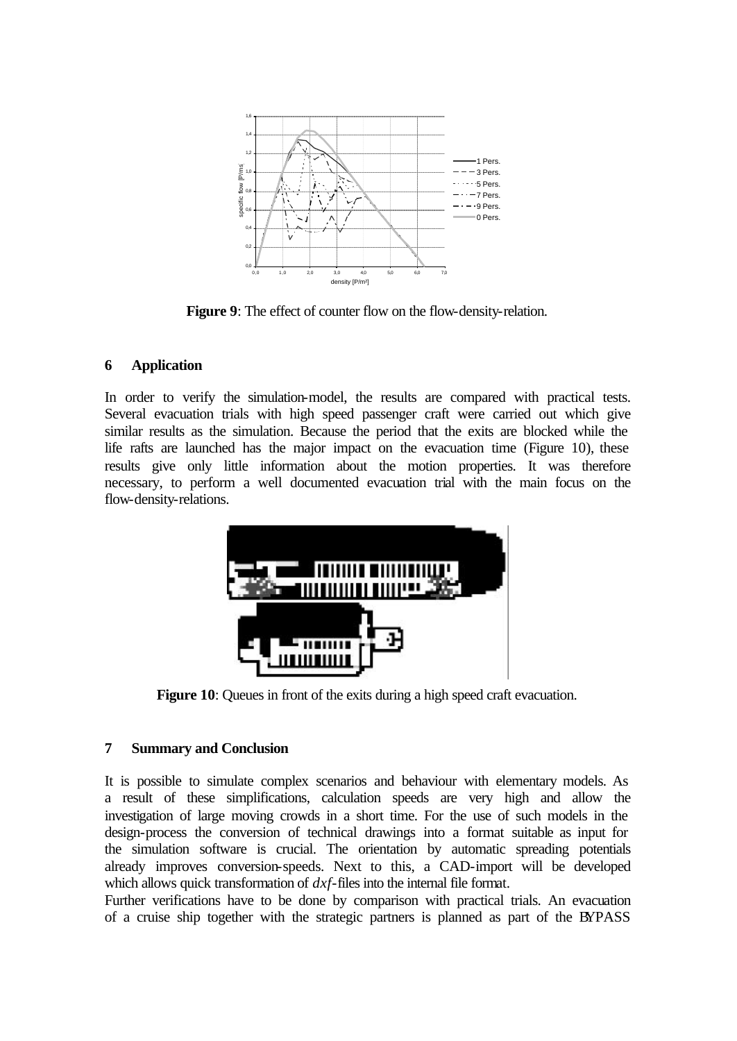**Figure 9**: The effect of counter flow on the flow-density-relation.

## 6 Application

In order to verify the simulation-model, the results are compared with practical tests. Several evacuation trials with high speed passenger craft were carried out which give similar results as the simulation. Because the period that the exits are blocked while the life rafts are launched has the major impact on the evacuation time (Figure 10), these results give only little information about the motion properties. It was therefore necessary, to perform a well documented evacuation trial with the main focus on the flow-density-relations.

**Figure 10**: Queues in front of the exits during a high speed craft evacuation.

## 7 Summary and Conclusion

It is possible to simulate complex scenarios and behaviour with elementary models. As a result of these simplifications, calculation speeds are very high and allow the investigation of large moving crowds in a short time. For the use of such models in the design-process the conversion of technical drawings into a format suitable as input for the simulation software is crucial. The orientation by automatic spreading potentials already improves conversion-speeds. Next to this, a CAD-import will be developed which allows quick transformation of *dxf*-files into the internal file format.

Further verifications have to be done by comparison with practical trials. An evacuation of a cruise ship together with the strategic partners is planned as part of the BYPASS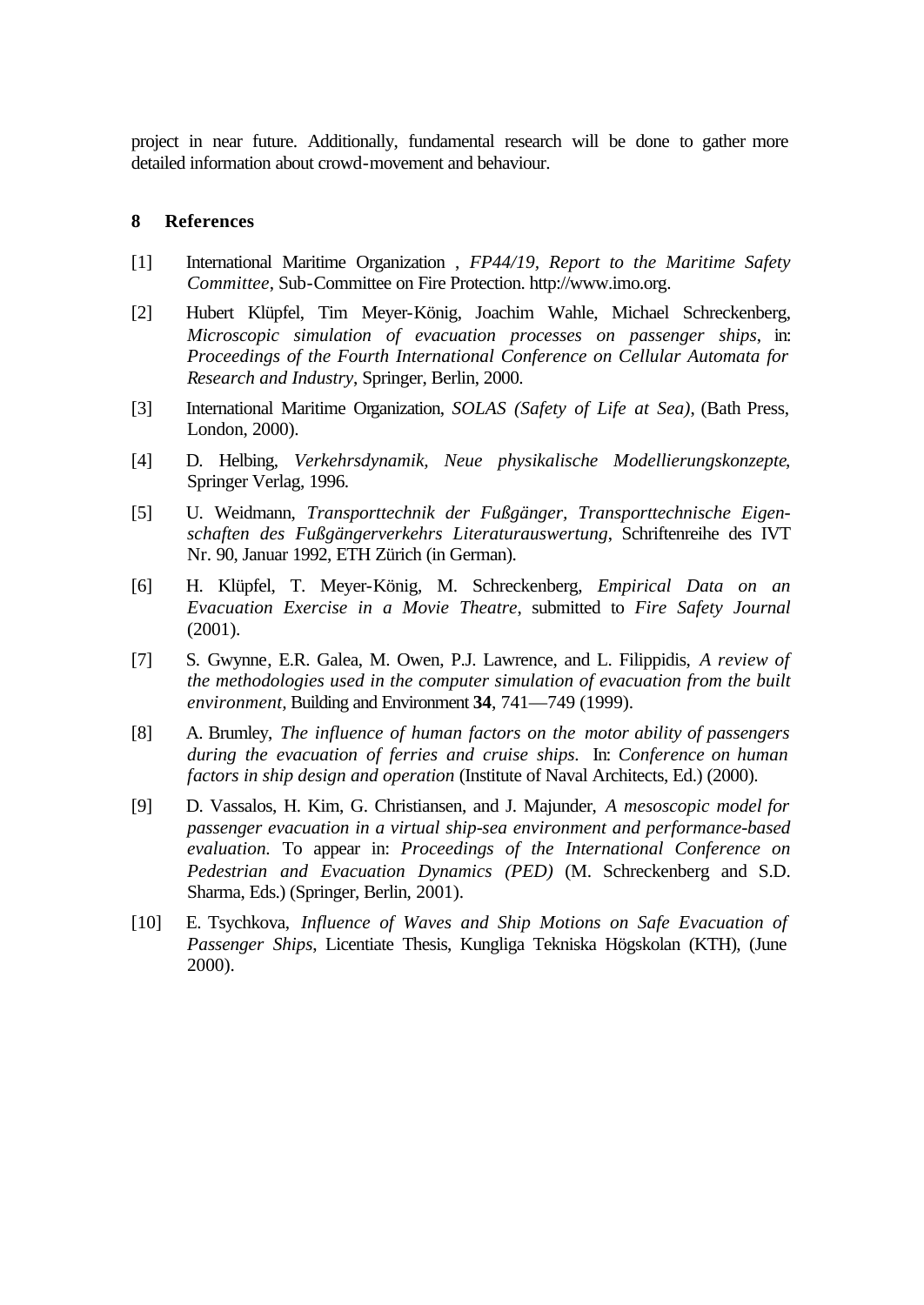project in near future. Additionally, fundamental research will be done to gather more detailed information about crowd-movement and behaviour.

## 8 References

[1] International Maritime Organization , *FP44/19, Report to the Maritime Safety Committee*, Sub-Committee on Fire Protection. http://www.imo.org.

[2] Hubert Klüpfel, Tim Meyer-König, Joachim Wahle, Michael Schreckenberg, *Microscopic simulation of evacuation processes on passenger ships*, in: *Proceedings of the Fourth International Conference on Cellular Automata for Research and Industry*, Springer, Berlin, 2000.

[3] International Maritime Organization, *SOLAS (Safety of Life at Sea)*, (Bath Press, London, 2000).

[4] D. Helbing, *Verkehrsdynamik, Neue physikalische Modellierungskonzepte*, Springer Verlag, 1996.

[5] U. Weidmann, *Transporttechnik der Fußgänger, Transporttechnische Eigenschaften des Fußgängerverkehrs Literaturauswertung*, Schriftenreihe des IVT Nr. 90, Januar 1992, ETH Zürich (in German).

[6] H. Klüpfel, T. Meyer-König, M. Schreckenberg, *Empirical Data on an Evacuation Exercise in a Movie Theatre*, submitted to *Fire Safety Journal* (2001).

[7] S. Gwynne, E.R. Galea, M. Owen, P.J. Lawrence, and L. Filippidis, *A review of the methodologies used in the computer simulation of evacuation from the built environment*, Building and Environment **34**, 741—749 (1999).

[8] A. Brumley, *The influence of human factors on the motor ability of passengers during the evacuation of ferries and cruise ships.* In: *Conference on human factors in ship design and operation* (Institute of Naval Architects, Ed.) (2000).

[9] D. Vassalos, H. Kim, G. Christiansen, and J. Majunder, *A mesoscopic model for passenger evacuation in a virtual ship-sea environment and performance-based evaluation.* To appear in: *Proceedings of the International Conference on Pedestrian and Evacuation Dynamics (PED)* (M. Schreckenberg and S.D. Sharma, Eds.) (Springer, Berlin, 2001).

[10] E. Tsychkova, *Influence of Waves and Ship Motions on Safe Evacuation of Passenger Ships*, Licentiate Thesis, Kungliga Tekniska Högskolan (KTH), (June 2000).